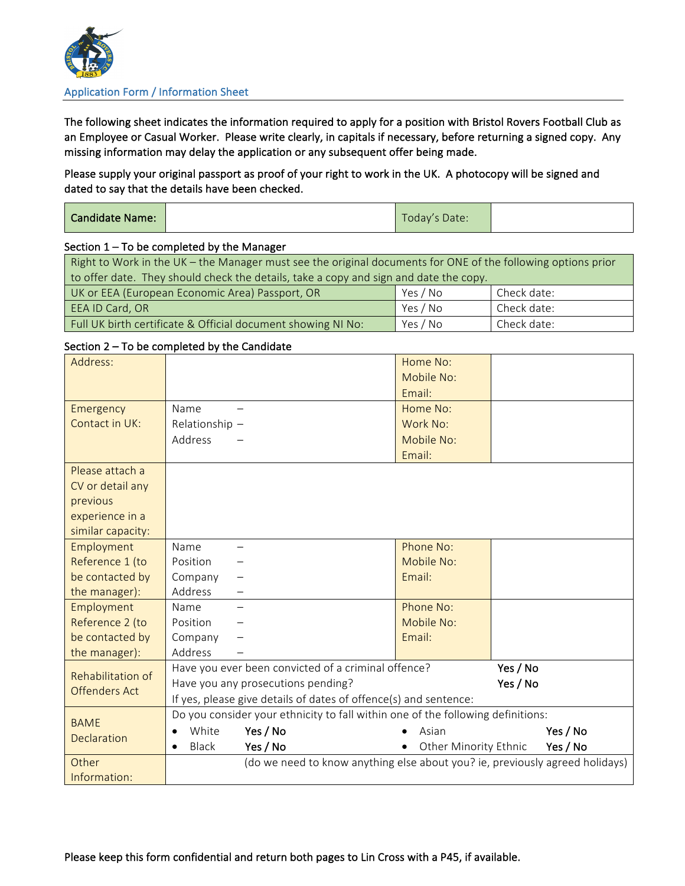## Application Form / Information Sheet

The following sheet indicates the information required to apply for a position with Bristol Rovers Football Club as an Employee or Casual Worker. Please write clearly, in capitals if necessary, before returning a signed copy. Any missing information may delay the application or any subsequent offer being made.

Please supply your original passport as proof of your right to work in the UK. A photocopy will be signed and dated to say that the details have been checked.

| Candidate Name: | | Today's Date: | |
|---|---|---|---|

### Section 1 – To be completed by the Manager

| Right to Work in the UK – the Manager must see the original documents for ONE of the following options prior to offer date. They should check the details, take a copy and sign and date the copy. | | |
|---|---|---|
| UK or EEA (European Economic Area) Passport, OR | Yes / No | Check date: |
| EEA ID Card, OR | Yes / No | Check date: |
| Full UK birth certificate & Official document showing NI No: | Yes / No | Check date: |

### Section 2 – To be completed by the Candidate

| | | | |
|---|---|---|---|
| Address: | | Home No:<br>Mobile No:<br>Email: | |
| Emergency Contact in UK: | Name –<br>Relationship –<br>Address – | Home No:<br>Work No:<br>Mobile No:<br>Email: | |
| Please attach a CV or detail any previous experience in a similar capacity: | | | |
| Employment Reference 1 (to be contacted by the manager): | Name –<br>Position –<br>Company –<br>Address – | Phone No:<br>Mobile No:<br>Email: | |
| Employment Reference 2 (to be contacted by the manager): | Name –<br>Position –<br>Company –<br>Address – | Phone No:<br>Mobile No:<br>Email: | |
| Rehabilitation of Offenders Act | Have you ever been convicted of a criminal offence? **Yes / No**<br>Have you any prosecutions pending? **Yes / No**<br>If yes, please give details of dates of offence(s) and sentence: | | |
| BAME Declaration | Do you consider your ethnicity to fall within one of the following definitions:<br>• White **Yes / No** • Asian **Yes / No**<br>• Black **Yes / No** • Other Minority Ethnic **Yes / No** | | |
| Other Information: | (do we need to know anything else about you? ie, previously agreed holidays) | | |

Please keep this form confidential and return both pages to Lin Cross with a P45, if available.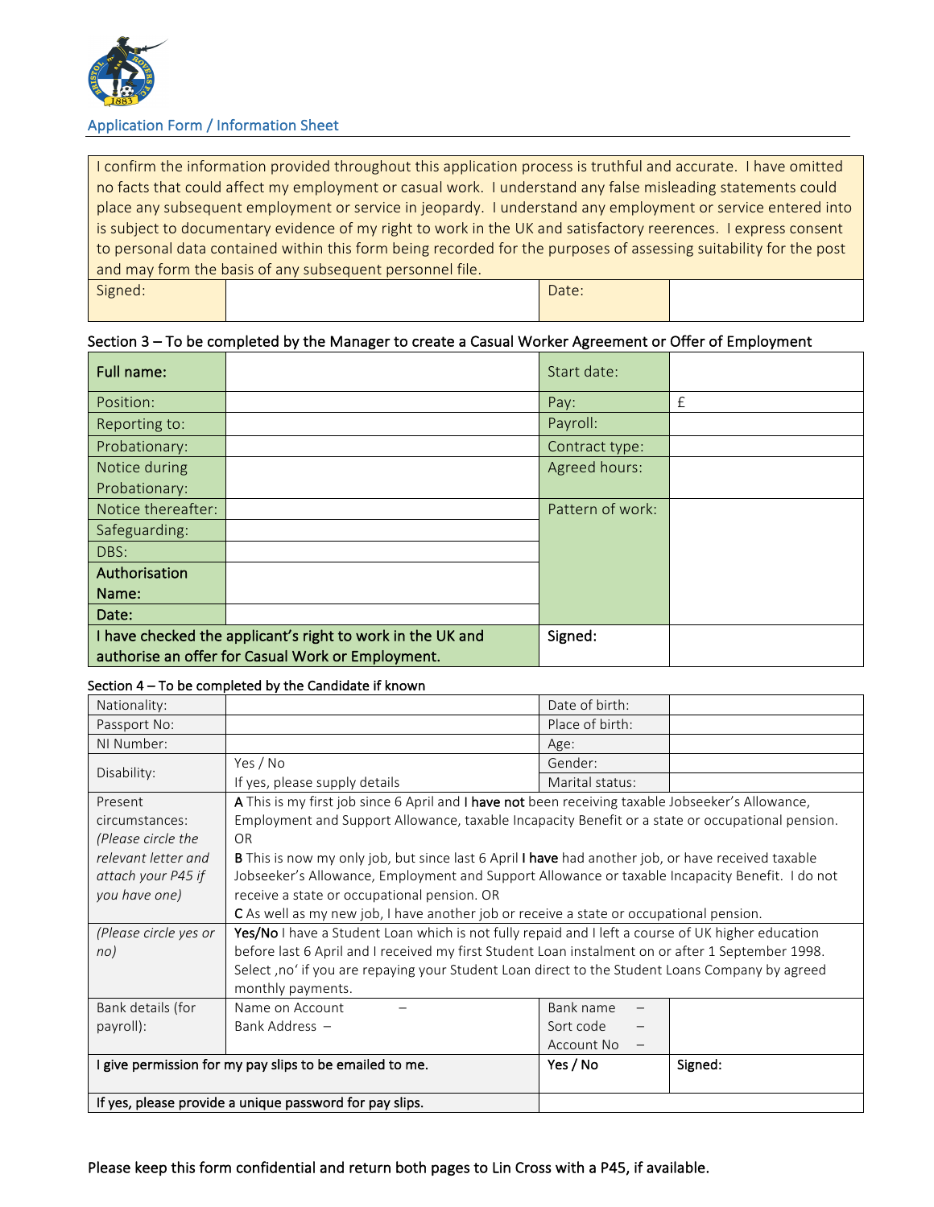Application Form / Information Sheet

| | | | |
|---|---|---|---|
| I confirm the information provided throughout this application process is truthful and accurate. I have omitted no facts that could affect my employment or casual work. I understand any false misleading statements could place any subsequent employment or service in jeopardy. I understand any employment or service entered into is subject to documentary evidence of my right to work in the UK and satisfactory reerences. I express consent to personal data contained within this form being recorded for the purposes of assessing suitability for the post and may form the basis of any subsequent personnel file. | | | |
| Signed: | | Date: | |

**Section 3 – To be completed by the Manager to create a Casual Worker Agreement or Offer of Employment**

| | | | |
|---|---|---|---|
| **Full name:** | | Start date: | |
| Position: | | Pay: | £ |
| Reporting to: | | Payroll: | |
| Probationary: | | Contract type: | |
| Notice during Probationary: | | Agreed hours: | |
| Notice thereafter: | | Pattern of work: | |
| Safeguarding: | | | |
| DBS: | | | |
| **Authorisation Name:** | | | |
| **Date:** | | | |
| **I have checked the applicant's right to work in the UK and authorise an offer for Casual Work or Employment.** | | **Signed:** | |

**Section 4 – To be completed by the Candidate if known**

| | | | |
|---|---|---|---|
| Nationality: | | Date of birth: | |
| Passport No: | | Place of birth: | |
| NI Number: | | Age: | |
| Disability: | Yes / No<br>If yes, please supply details | Gender: | |
| | | Marital status: | |
| Present circumstances: *(Please circle the relevant letter and attach your P45 if you have one)* | **A** This is my first job since 6 April and **I have not** been receiving taxable Jobseeker's Allowance, Employment and Support Allowance, taxable Incapacity Benefit or a state or occupational pension.<br>OR<br>**B** This is now my only job, but since last 6 April **I have** had another job, or have received taxable Jobseeker's Allowance, Employment and Support Allowance or taxable Incapacity Benefit. I do not receive a state or occupational pension. OR<br>**C** As well as my new job, I have another job or receive a state or occupational pension. | | |
| *(Please circle yes or no)* | **Yes/No** I have a Student Loan which is not fully repaid and I left a course of UK higher education before last 6 April and I received my first Student Loan instalment on or after 1 September 1998. Select ‚no' if you are repaying your Student Loan direct to the Student Loans Company by agreed monthly payments. | | |
| Bank details (for payroll): | Name on Account –<br>Bank Address – | Bank name –<br>Sort code –<br>Account No – | |
| **I give permission for my pay slips to be emailed to me.** | | **Yes / No** | **Signed:** |
| **If yes, please provide a unique password for pay slips.** | | | |

**Please keep this form confidential and return both pages to Lin Cross with a P45, if available.**